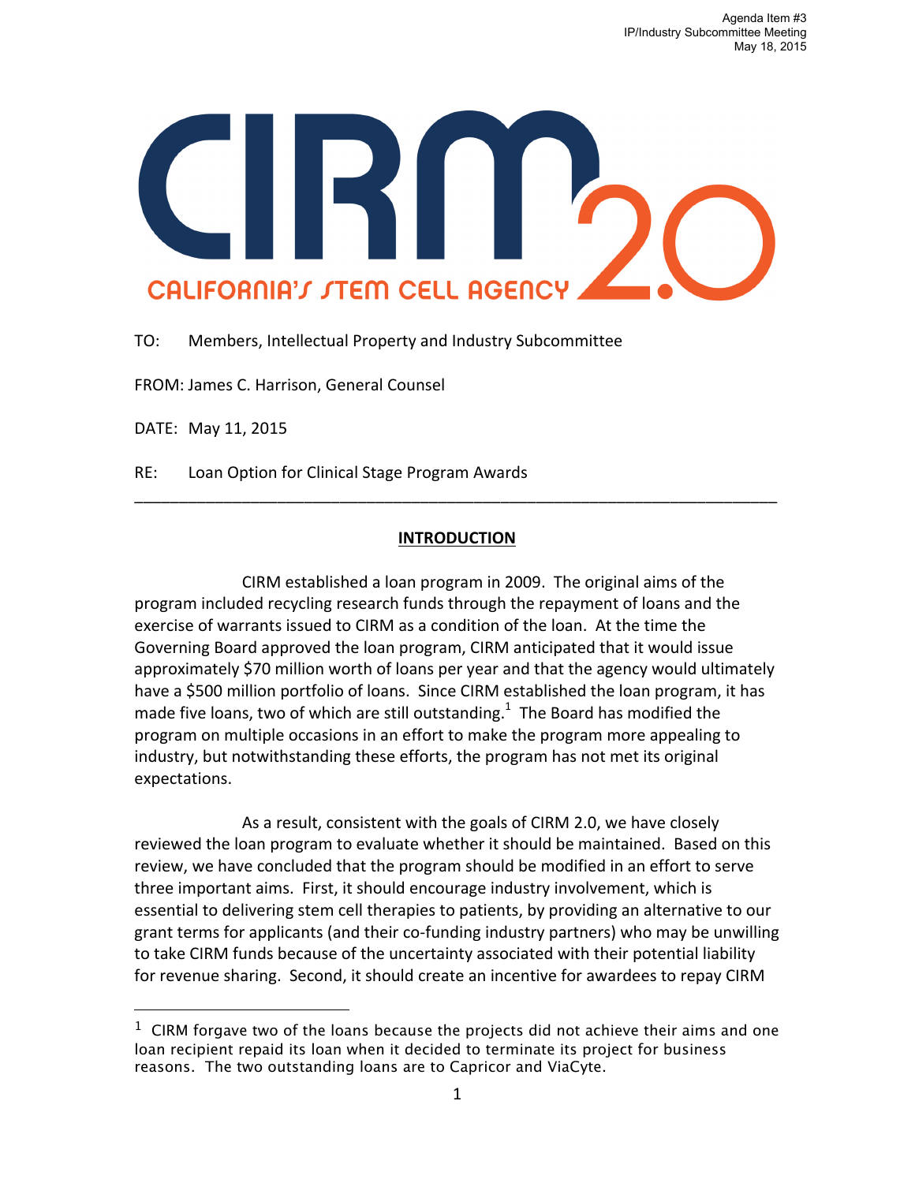Agenda Item #3
IP/Industry Subcommittee Meeting
May 18, 2015

CIRM 2.0
CALIFORNIA'S STEM CELL AGENCY

TO: Members, Intellectual Property and Industry Subcommittee

FROM: James C. Harrison, General Counsel

DATE: May 11, 2015

RE: Loan Option for Clinical Stage Program Awards

---

## INTRODUCTION

CIRM established a loan program in 2009. The original aims of the program included recycling research funds through the repayment of loans and the exercise of warrants issued to CIRM as a condition of the loan. At the time the Governing Board approved the loan program, CIRM anticipated that it would issue approximately $70 million worth of loans per year and that the agency would ultimately have a $500 million portfolio of loans. Since CIRM established the loan program, it has made five loans, two of which are still outstanding.[1] The Board has modified the program on multiple occasions in an effort to make the program more appealing to industry, but notwithstanding these efforts, the program has not met its original expectations.

As a result, consistent with the goals of CIRM 2.0, we have closely reviewed the loan program to evaluate whether it should be maintained. Based on this review, we have concluded that the program should be modified in an effort to serve three important aims. First, it should encourage industry involvement, which is essential to delivering stem cell therapies to patients, by providing an alternative to our grant terms for applicants (and their co-funding industry partners) who may be unwilling to take CIRM funds because of the uncertainty associated with their potential liability for revenue sharing. Second, it should create an incentive for awardees to repay CIRM

[1] CIRM forgave two of the loans because the projects did not achieve their aims and one loan recipient repaid its loan when it decided to terminate its project for business reasons. The two outstanding loans are to Capricor and ViaCyte.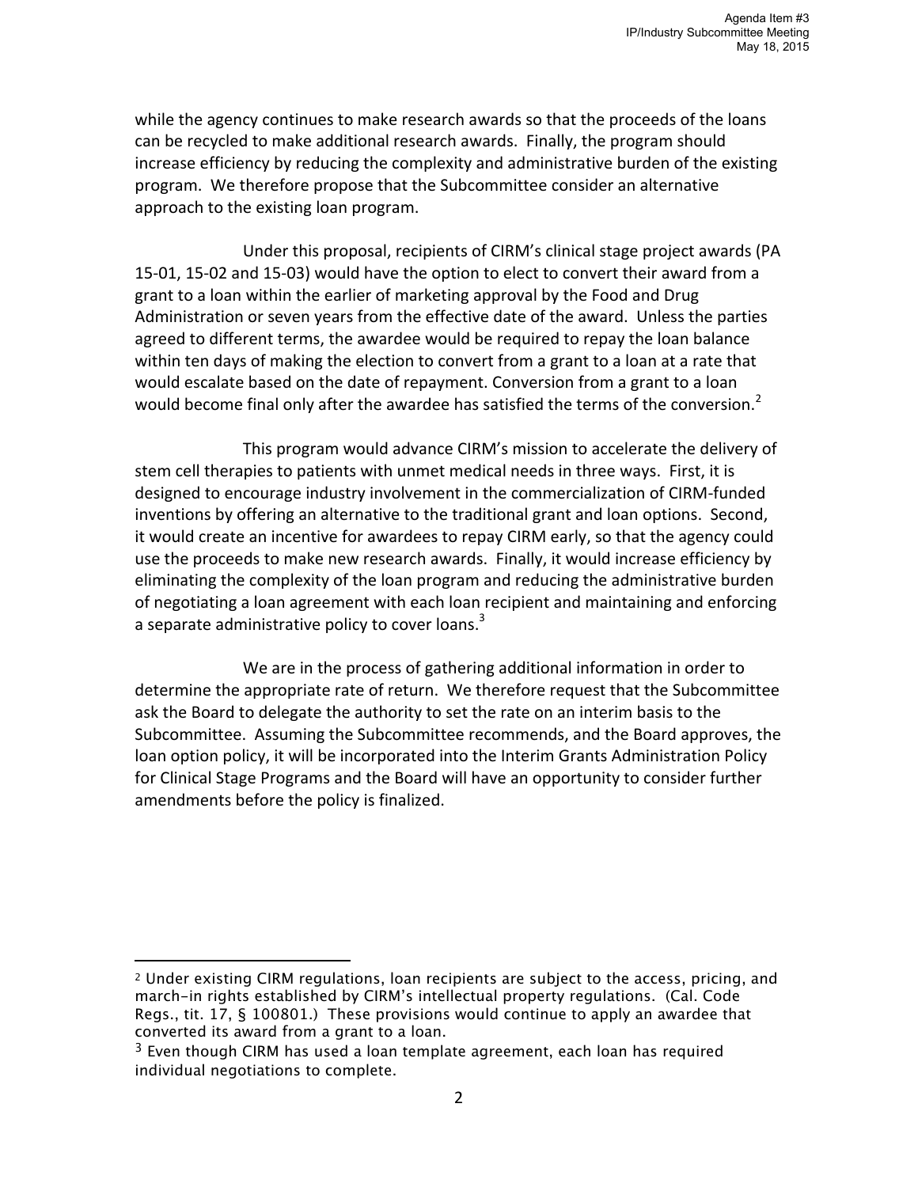while the agency continues to make research awards so that the proceeds of the loans can be recycled to make additional research awards. Finally, the program should increase efficiency by reducing the complexity and administrative burden of the existing program. We therefore propose that the Subcommittee consider an alternative approach to the existing loan program.

Under this proposal, recipients of CIRM's clinical stage project awards (PA 15-01, 15-02 and 15-03) would have the option to elect to convert their award from a grant to a loan within the earlier of marketing approval by the Food and Drug Administration or seven years from the effective date of the award. Unless the parties agreed to different terms, the awardee would be required to repay the loan balance within ten days of making the election to convert from a grant to a loan at a rate that would escalate based on the date of repayment. Conversion from a grant to a loan would become final only after the awardee has satisfied the terms of the conversion.[2]

This program would advance CIRM's mission to accelerate the delivery of stem cell therapies to patients with unmet medical needs in three ways. First, it is designed to encourage industry involvement in the commercialization of CIRM-funded inventions by offering an alternative to the traditional grant and loan options. Second, it would create an incentive for awardees to repay CIRM early, so that the agency could use the proceeds to make new research awards. Finally, it would increase efficiency by eliminating the complexity of the loan program and reducing the administrative burden of negotiating a loan agreement with each loan recipient and maintaining and enforcing a separate administrative policy to cover loans.[3]

We are in the process of gathering additional information in order to determine the appropriate rate of return. We therefore request that the Subcommittee ask the Board to delegate the authority to set the rate on an interim basis to the Subcommittee. Assuming the Subcommittee recommends, and the Board approves, the loan option policy, it will be incorporated into the Interim Grants Administration Policy for Clinical Stage Programs and the Board will have an opportunity to consider further amendments before the policy is finalized.

---

[2] Under existing CIRM regulations, loan recipients are subject to the access, pricing, and march-in rights established by CIRM's intellectual property regulations. (Cal. Code Regs., tit. 17, § 100801.) These provisions would continue to apply an awardee that converted its award from a grant to a loan.

[3] Even though CIRM has used a loan template agreement, each loan has required individual negotiations to complete.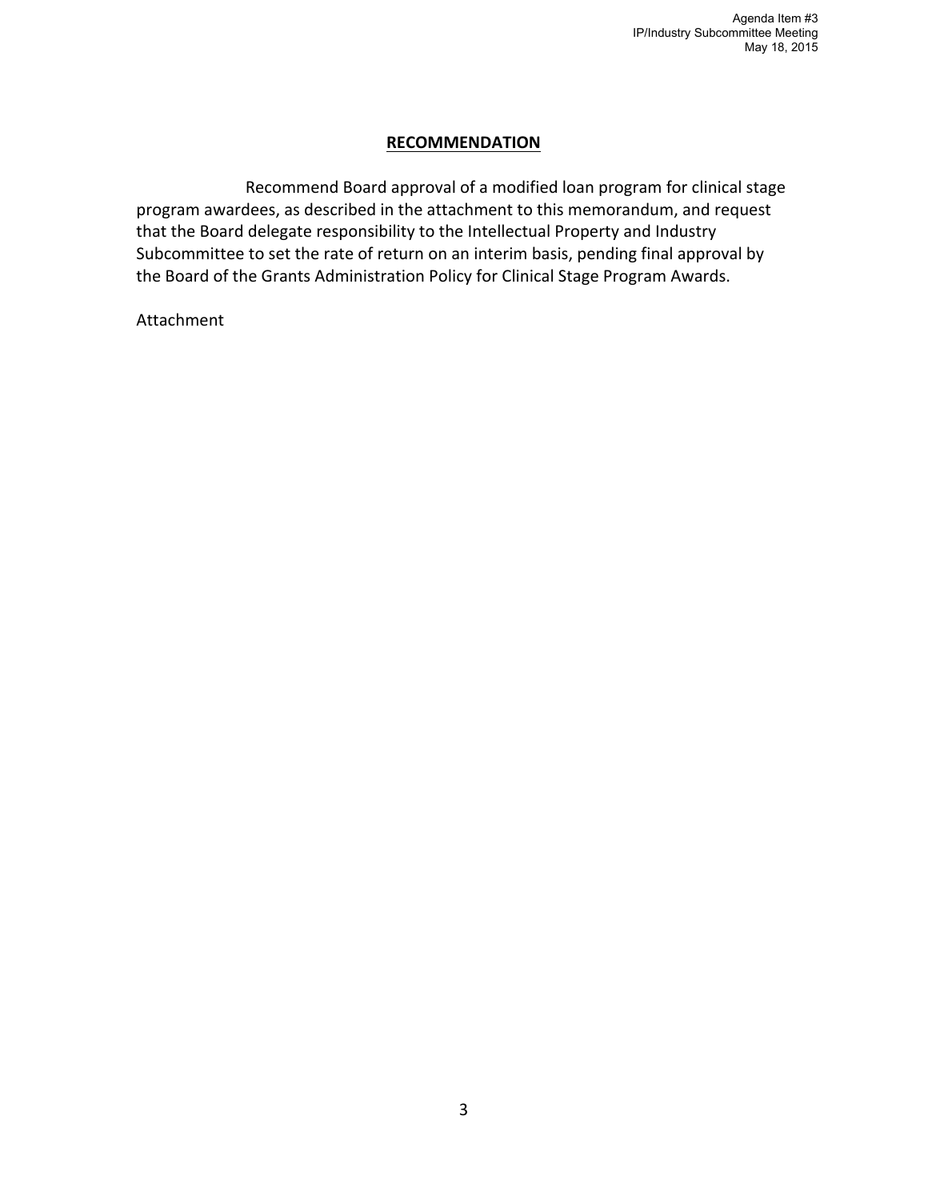## **RECOMMENDATION**

Recommend Board approval of a modified loan program for clinical stage program awardees, as described in the attachment to this memorandum, and request that the Board delegate responsibility to the Intellectual Property and Industry Subcommittee to set the rate of return on an interim basis, pending final approval by the Board of the Grants Administration Policy for Clinical Stage Program Awards.

Attachment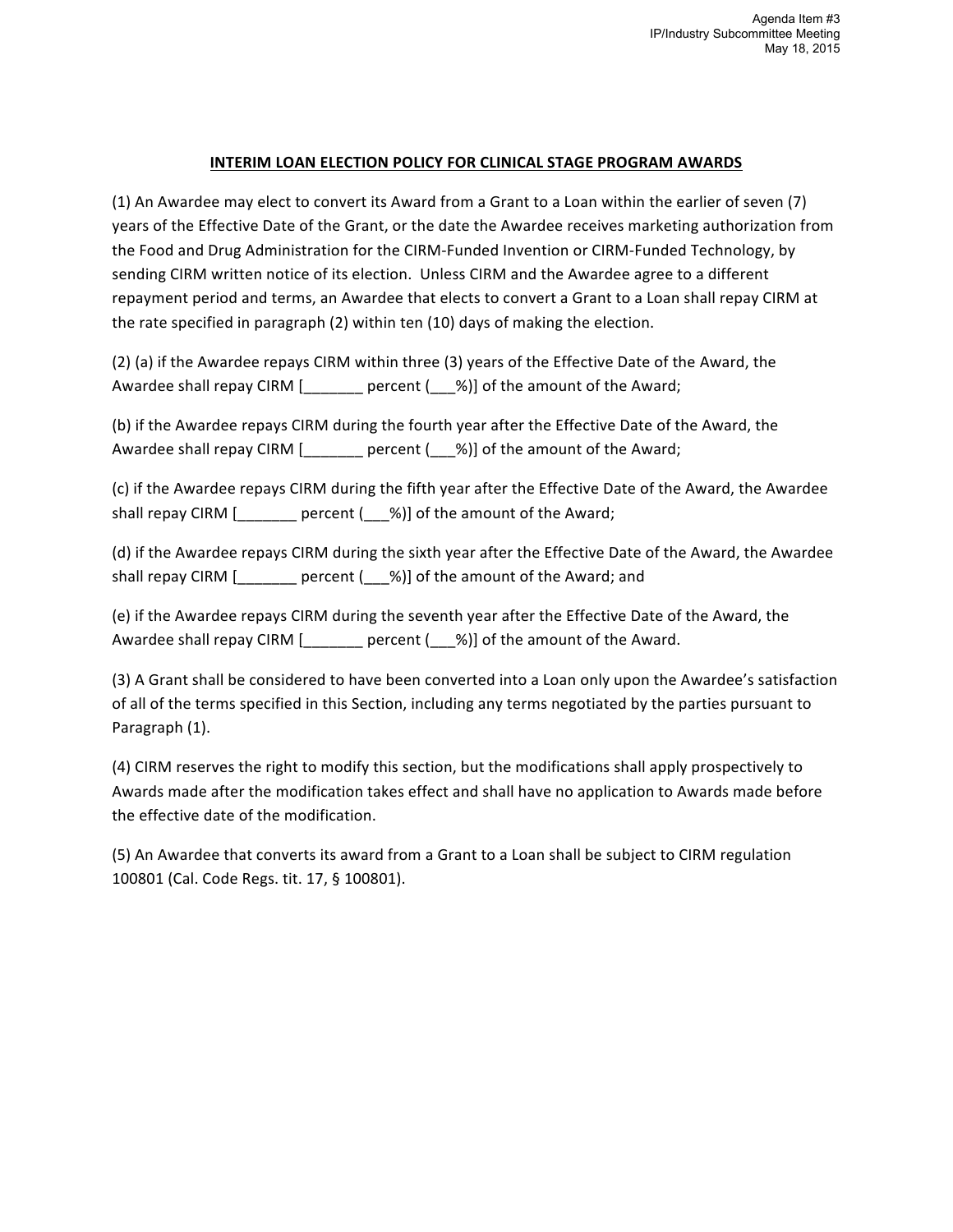## INTERIM LOAN ELECTION POLICY FOR CLINICAL STAGE PROGRAM AWARDS

(1) An Awardee may elect to convert its Award from a Grant to a Loan within the earlier of seven (7) years of the Effective Date of the Grant, or the date the Awardee receives marketing authorization from the Food and Drug Administration for the CIRM-Funded Invention or CIRM-Funded Technology, by sending CIRM written notice of its election. Unless CIRM and the Awardee agree to a different repayment period and terms, an Awardee that elects to convert a Grant to a Loan shall repay CIRM at the rate specified in paragraph (2) within ten (10) days of making the election.

(2) (a) if the Awardee repays CIRM within three (3) years of the Effective Date of the Award, the Awardee shall repay CIRM [_______ percent (___%)] of the amount of the Award;

(b) if the Awardee repays CIRM during the fourth year after the Effective Date of the Award, the Awardee shall repay CIRM [_______ percent (___%)] of the amount of the Award;

(c) if the Awardee repays CIRM during the fifth year after the Effective Date of the Award, the Awardee shall repay CIRM [_______ percent (___%)] of the amount of the Award;

(d) if the Awardee repays CIRM during the sixth year after the Effective Date of the Award, the Awardee shall repay CIRM [_______ percent (___%)] of the amount of the Award; and

(e) if the Awardee repays CIRM during the seventh year after the Effective Date of the Award, the Awardee shall repay CIRM [_______ percent (___%)] of the amount of the Award.

(3) A Grant shall be considered to have been converted into a Loan only upon the Awardee's satisfaction of all of the terms specified in this Section, including any terms negotiated by the parties pursuant to Paragraph (1).

(4) CIRM reserves the right to modify this section, but the modifications shall apply prospectively to Awards made after the modification takes effect and shall have no application to Awards made before the effective date of the modification.

(5) An Awardee that converts its award from a Grant to a Loan shall be subject to CIRM regulation 100801 (Cal. Code Regs. tit. 17, § 100801).